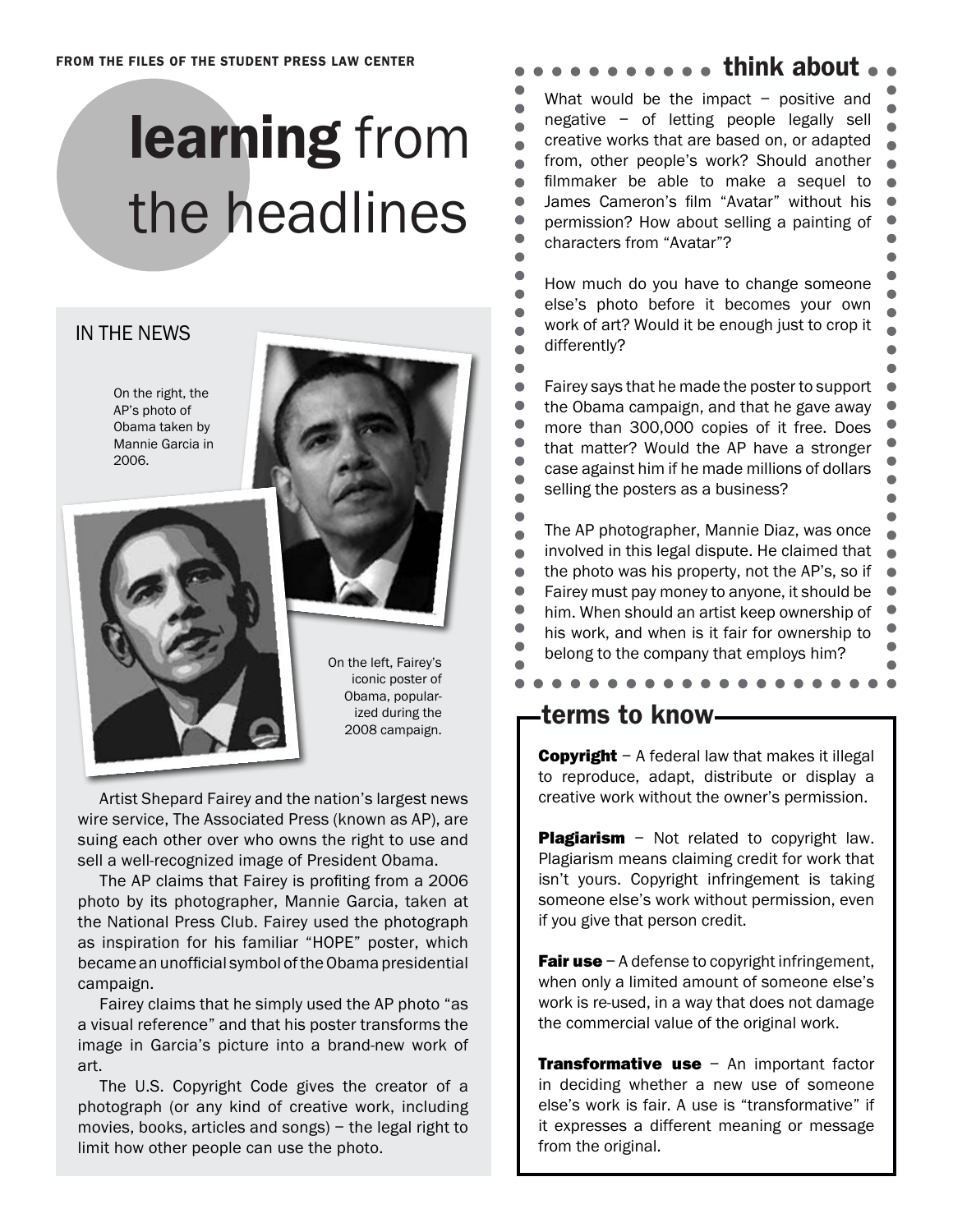FROM THE FILES OF THE STUDENT PRESS LAW CENTER

# learning from the headlines

## IN THE NEWS

On the right, the AP's photo of Obama taken by Mannie Garcia in 2006.

On the left, Fairey's iconic poster of Obama, popularized during the 2008 campaign.

Artist Shepard Fairey and the nation's largest news wire service, The Associated Press (known as AP), are suing each other over who owns the right to use and sell a well-recognized image of President Obama.

The AP claims that Fairey is profiting from a 2006 photo by its photographer, Mannie Garcia, taken at the National Press Club. Fairey used the photograph as inspiration for his familiar "HOPE" poster, which became an unofficial symbol of the Obama presidential campaign.

Fairey claims that he simply used the AP photo "as a visual reference" and that his poster transforms the image in Garcia's picture into a brand-new work of art.

The U.S. Copyright Code gives the creator of a photograph (or any kind of creative work, including movies, books, articles and songs) – the legal right to limit how other people can use the photo.

## think about

What would be the impact – positive and negative – of letting people legally sell creative works that are based on, or adapted from, other people's work? Should another filmmaker be able to make a sequel to James Cameron's film "Avatar" without his permission? How about selling a painting of characters from "Avatar"?

How much do you have to change someone else's photo before it becomes your own work of art? Would it be enough just to crop it differently?

Fairey says that he made the poster to support the Obama campaign, and that he gave away more than 300,000 copies of it free. Does that matter? Would the AP have a stronger case against him if he made millions of dollars selling the posters as a business?

The AP photographer, Mannie Diaz, was once involved in this legal dispute. He claimed that the photo was his property, not the AP's, so if Fairey must pay money to anyone, it should be him. When should an artist keep ownership of his work, and when is it fair for ownership to belong to the company that employs him?

## terms to know

**Copyright** – A federal law that makes it illegal to reproduce, adapt, distribute or display a creative work without the owner's permission.

**Plagiarism** – Not related to copyright law. Plagiarism means claiming credit for work that isn't yours. Copyright infringement is taking someone else's work without permission, even if you give that person credit.

**Fair use** – A defense to copyright infringement, when only a limited amount of someone else's work is re-used, in a way that does not damage the commercial value of the original work.

**Transformative use** – An important factor in deciding whether a new use of someone else's work is fair. A use is "transformative" if it expresses a different meaning or message from the original.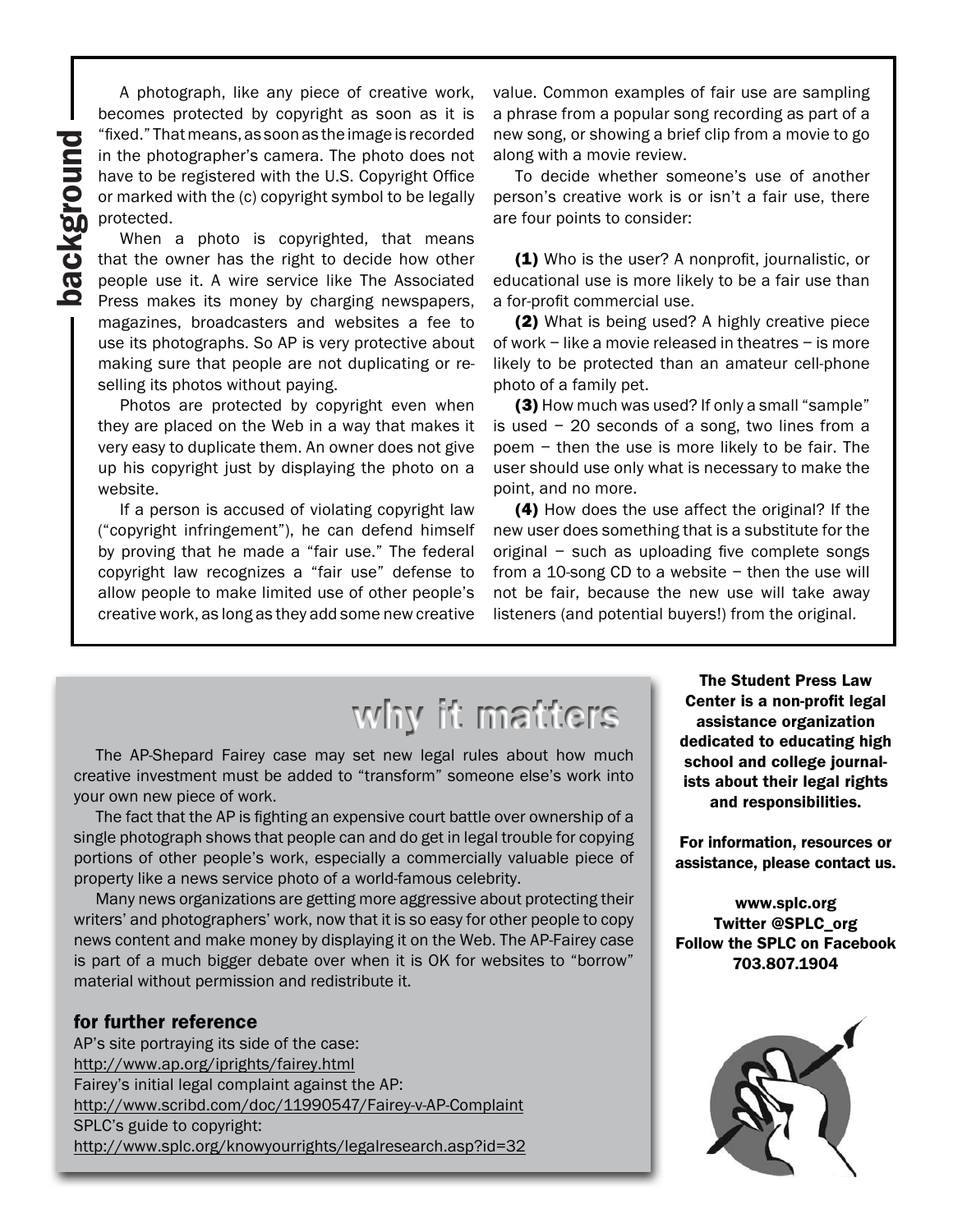## background

A photograph, like any piece of creative work, becomes protected by copyright as soon as it is "fixed." That means, as soon as the image is recorded in the photographer's camera. The photo does not have to be registered with the U.S. Copyright Office or marked with the (c) copyright symbol to be legally protected.

When a photo is copyrighted, that means that the owner has the right to decide how other people use it. A wire service like The Associated Press makes its money by charging newspapers, magazines, broadcasters and websites a fee to use its photographs. So AP is very protective about making sure that people are not duplicating or re-selling its photos without paying.

Photos are protected by copyright even when they are placed on the Web in a way that makes it very easy to duplicate them. An owner does not give up his copyright just by displaying the photo on a website.

If a person is accused of violating copyright law ("copyright infringement"), he can defend himself by proving that he made a "fair use." The federal copyright law recognizes a "fair use" defense to allow people to make limited use of other people's creative work, as long as they add some new creative value. Common examples of fair use are sampling a phrase from a popular song recording as part of a new song, or showing a brief clip from a movie to go along with a movie review.

To decide whether someone's use of another person's creative work is or isn't a fair use, there are four points to consider:

**(1)** Who is the user? A nonprofit, journalistic, or educational use is more likely to be a fair use than a for-profit commercial use.

**(2)** What is being used? A highly creative piece of work – like a movie released in theatres – is more likely to be protected than an amateur cell-phone photo of a family pet.

**(3)** How much was used? If only a small "sample" is used – 20 seconds of a song, two lines from a poem – then the use is more likely to be fair. The user should use only what is necessary to make the point, and no more.

**(4)** How does the use affect the original? If the new user does something that is a substitute for the original – such as uploading five complete songs from a 10-song CD to a website – then the use will not be fair, because the new use will take away listeners (and potential buyers!) from the original.

## why it matters

The AP-Shepard Fairey case may set new legal rules about how much creative investment must be added to "transform" someone else's work into your own new piece of work.

The fact that the AP is fighting an expensive court battle over ownership of a single photograph shows that people can and do get in legal trouble for copying portions of other people's work, especially a commercially valuable piece of property like a news service photo of a world-famous celebrity.

Many news organizations are getting more aggressive about protecting their writers' and photographers' work, now that it is so easy for other people to copy news content and make money by displaying it on the Web. The AP-Fairey case is part of a much bigger debate over when it is OK for websites to "borrow" material without permission and redistribute it.

### for further reference

AP's site portraying its side of the case:
http://www.ap.org/iprights/fairey.html
Fairey's initial legal complaint against the AP:
http://www.scribd.com/doc/11990547/Fairey-v-AP-Complaint
SPLC's guide to copyright:
http://www.splc.org/knowyourrights/legalresearch.asp?id=32

**The Student Press Law Center is a non-profit legal assistance organization dedicated to educating high school and college journalists about their legal rights and responsibilities.**

**For information, resources or assistance, please contact us.**

**www.splc.org**
**Twitter @SPLC_org**
**Follow the SPLC on Facebook**
**703.807.1904**